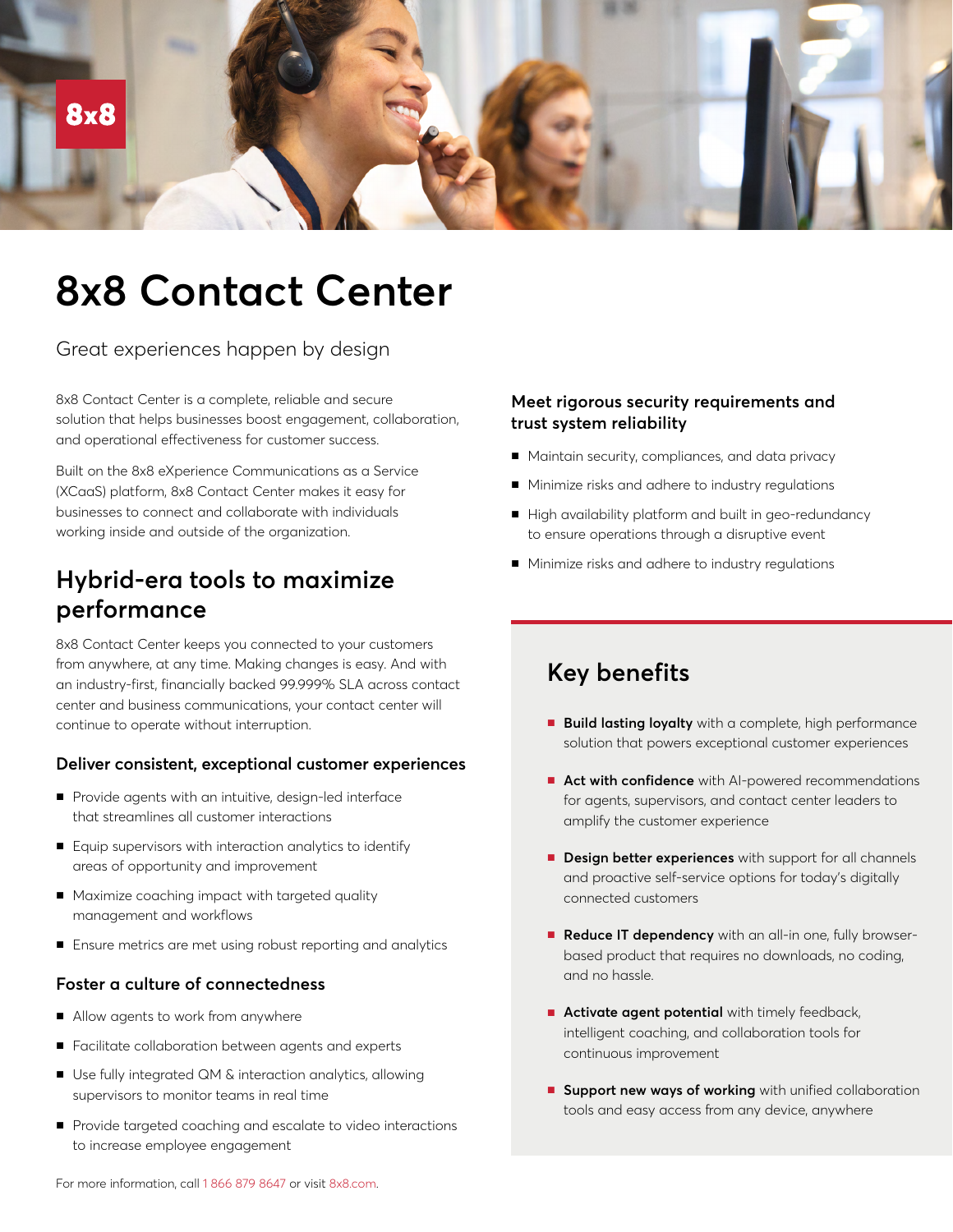# 8x8 Contact Center

Great experiences happen by design

8x8 Contact Center is a complete, reliable and secure solution that helps businesses boost engagement, collaboration, and operational effectiveness for customer success.

Built on the 8x8 eXperience Communications as a Service (XCaaS) platform, 8x8 Contact Center makes it easy for businesses to connect and collaborate with individuals working inside and outside of the organization.

## Hybrid-era tools to maximize performance

8x8 Contact Center keeps you connected to your customers from anywhere, at any time. Making changes is easy. And with an industry-first, financially backed 99.999% SLA across contact center and business communications, your contact center will continue to operate without interruption.

### Deliver consistent, exceptional customer experiences

- Provide agents with an intuitive, design-led interface that streamlines all customer interactions
- Equip supervisors with interaction analytics to identify areas of opportunity and improvement
- Maximize coaching impact with targeted quality management and workflows
- Ensure metrics are met using robust reporting and analytics

### Foster a culture of connectedness

- Allow agents to work from anywhere
- Facilitate collaboration between agents and experts
- Use fully integrated QM & interaction analytics, allowing supervisors to monitor teams in real time
- Provide targeted coaching and escalate to video interactions to increase employee engagement

### Meet rigorous security requirements and trust system reliability

- Maintain security, compliances, and data privacy
- Minimize risks and adhere to industry regulations
- High availability platform and built in geo-redundancy to ensure operations through a disruptive event
- Minimize risks and adhere to industry regulations

## Key benefits

- **Build lasting loyalty** with a complete, high performance solution that powers exceptional customer experiences
- **Act with confidence** with AI-powered recommendations for agents, supervisors, and contact center leaders to amplify the customer experience
- **Design better experiences** with support for all channels and proactive self-service options for today's digitally connected customers
- **Reduce IT dependency** with an all-in one, fully browser-based product that requires no downloads, no coding, and no hassle.
- **Activate agent potential** with timely feedback, intelligent coaching, and collaboration tools for continuous improvement
- **Support new ways of working** with unified collaboration tools and easy access from any device, anywhere

For more information, call 1 866 879 8647 or visit 8x8.com.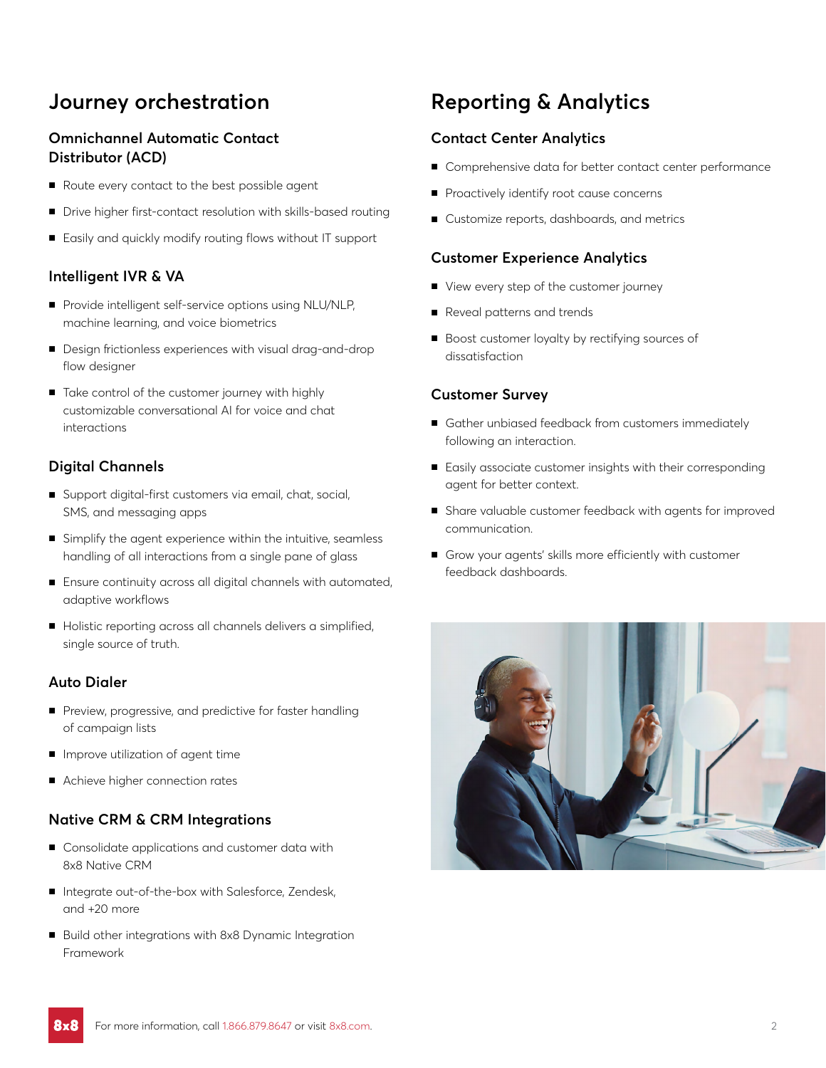# Journey orchestration

### Omnichannel Automatic Contact Distributor (ACD)

- Route every contact to the best possible agent
- Drive higher first-contact resolution with skills-based routing
- Easily and quickly modify routing flows without IT support

### Intelligent IVR & VA

- Provide intelligent self-service options using NLU/NLP, machine learning, and voice biometrics
- Design frictionless experiences with visual drag-and-drop flow designer
- Take control of the customer journey with highly customizable conversational AI for voice and chat interactions

### Digital Channels

- Support digital-first customers via email, chat, social, SMS, and messaging apps
- Simplify the agent experience within the intuitive, seamless handling of all interactions from a single pane of glass
- Ensure continuity across all digital channels with automated, adaptive workflows
- Holistic reporting across all channels delivers a simplified, single source of truth.

### Auto Dialer

- Preview, progressive, and predictive for faster handling of campaign lists
- Improve utilization of agent time
- Achieve higher connection rates

### Native CRM & CRM Integrations

- Consolidate applications and customer data with 8x8 Native CRM
- Integrate out-of-the-box with Salesforce, Zendesk, and +20 more
- Build other integrations with 8x8 Dynamic Integration Framework

# Reporting & Analytics

### Contact Center Analytics

- Comprehensive data for better contact center performance
- Proactively identify root cause concerns
- Customize reports, dashboards, and metrics

### Customer Experience Analytics

- View every step of the customer journey
- Reveal patterns and trends
- Boost customer loyalty by rectifying sources of dissatisfaction

### Customer Survey

- Gather unbiased feedback from customers immediately following an interaction.
- Easily associate customer insights with their corresponding agent for better context.
- Share valuable customer feedback with agents for improved communication.
- Grow your agents' skills more efficiently with customer feedback dashboards.

For more information, call 1.866.879.8647 or visit 8x8.com.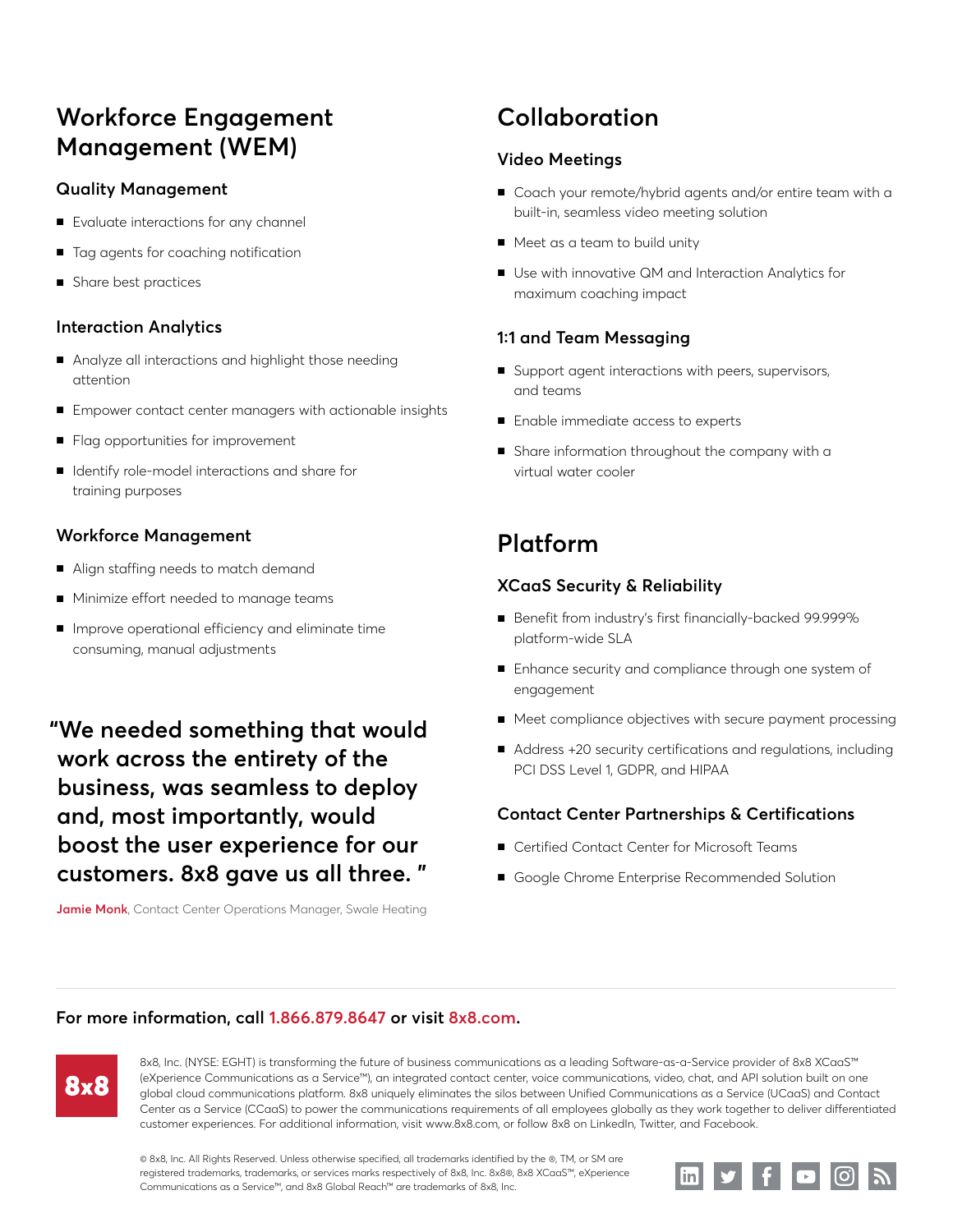## Workforce Engagement Management (WEM)

### Quality Management

- Evaluate interactions for any channel
- Tag agents for coaching notification
- Share best practices

### Interaction Analytics

- Analyze all interactions and highlight those needing attention
- Empower contact center managers with actionable insights
- Flag opportunities for improvement
- Identify role-model interactions and share for training purposes

### Workforce Management

- Align staffing needs to match demand
- Minimize effort needed to manage teams
- Improve operational efficiency and eliminate time consuming, manual adjustments

**"We needed something that would work across the entirety of the business, was seamless to deploy and, most importantly, would boost the user experience for our customers. 8x8 gave us all three. "**

**Jamie Monk**, Contact Center Operations Manager, Swale Heating

## Collaboration

### Video Meetings

- Coach your remote/hybrid agents and/or entire team with a built-in, seamless video meeting solution
- Meet as a team to build unity
- Use with innovative QM and Interaction Analytics for maximum coaching impact

### 1:1 and Team Messaging

- Support agent interactions with peers, supervisors, and teams
- Enable immediate access to experts
- Share information throughout the company with a virtual water cooler

## Platform

### XCaaS Security & Reliability

- Benefit from industry's first financially-backed 99.999% platform-wide SLA
- Enhance security and compliance through one system of engagement
- Meet compliance objectives with secure payment processing
- Address +20 security certifications and regulations, including PCI DSS Level 1, GDPR, and HIPAA

### Contact Center Partnerships & Certifications

- Certified Contact Center for Microsoft Teams
- Google Chrome Enterprise Recommended Solution

---

**For more information, call 1.866.879.8647 or visit 8x8.com.**

8x8

8x8, Inc. (NYSE: EGHT) is transforming the future of business communications as a leading Software-as-a-Service provider of 8x8 XCaaS™ (eXperience Communications as a Service™), an integrated contact center, voice communications, video, chat, and API solution built on one global cloud communications platform. 8x8 uniquely eliminates the silos between Unified Communications as a Service (UCaaS) and Contact Center as a Service (CCaaS) to power the communications requirements of all employees globally as they work together to deliver differentiated customer experiences. For additional information, visit www.8x8.com, or follow 8x8 on LinkedIn, Twitter, and Facebook.

© 8x8, Inc. All Rights Reserved. Unless otherwise specified, all trademarks identified by the ®, TM, or SM are registered trademarks, trademarks, or services marks respectively of 8x8, Inc. 8x8®, 8x8 XCaaS™, eXperience Communications as a Service™, and 8x8 Global Reach™ are trademarks of 8x8, Inc.